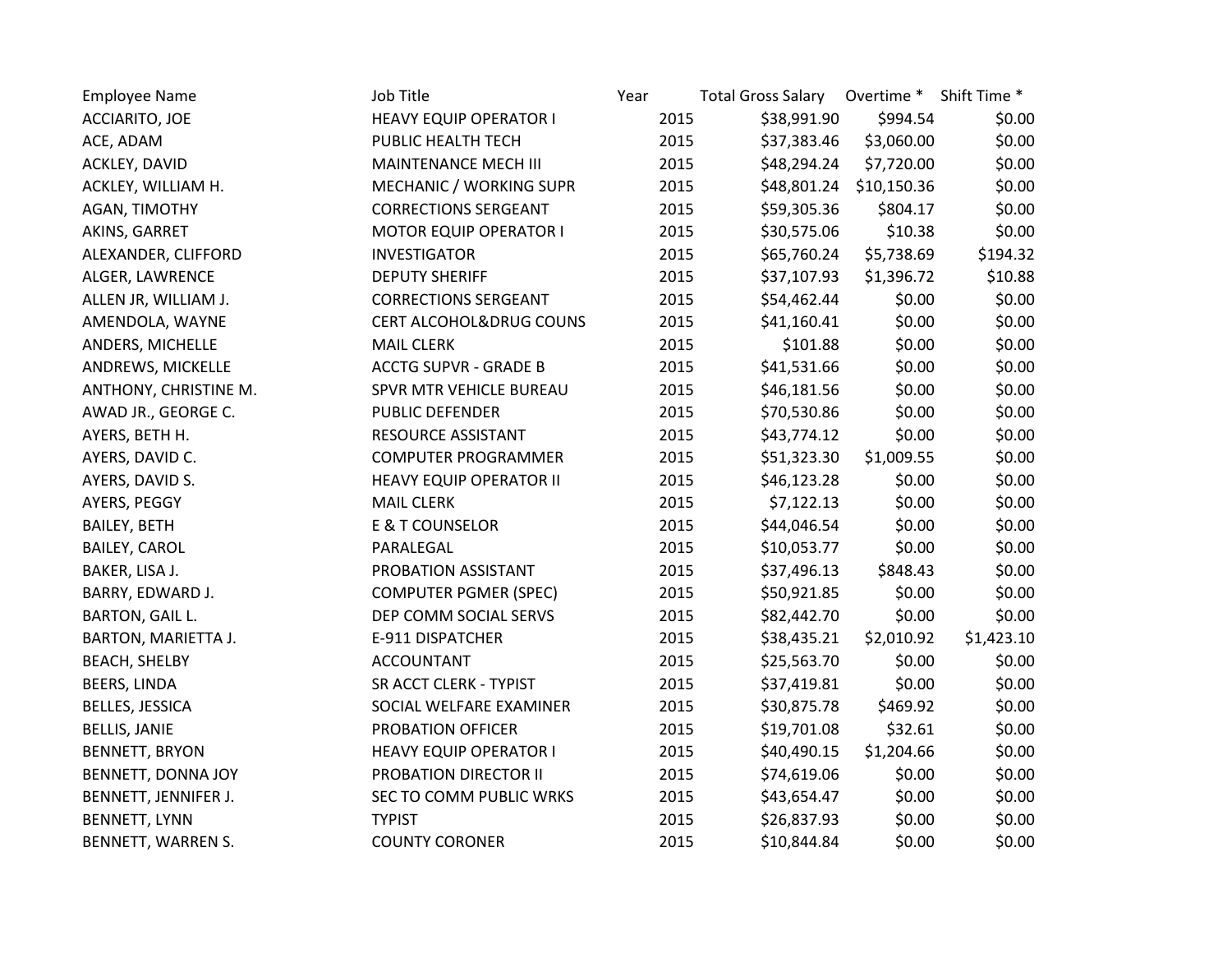| Employee Name | Job Title | Year | Total Gross Salary | Overtime * | Shift Time * |
|---|---|---|---|---|---|
| ACCIARITO, JOE | HEAVY EQUIP OPERATOR I | 2015 | $38,991.90 | $994.54 | $0.00 |
| ACE, ADAM | PUBLIC HEALTH TECH | 2015 | $37,383.46 | $3,060.00 | $0.00 |
| ACKLEY, DAVID | MAINTENANCE MECH III | 2015 | $48,294.24 | $7,720.00 | $0.00 |
| ACKLEY, WILLIAM H. | MECHANIC / WORKING SUPR | 2015 | $48,801.24 | $10,150.36 | $0.00 |
| AGAN, TIMOTHY | CORRECTIONS SERGEANT | 2015 | $59,305.36 | $804.17 | $0.00 |
| AKINS, GARRET | MOTOR EQUIP OPERATOR I | 2015 | $30,575.06 | $10.38 | $0.00 |
| ALEXANDER, CLIFFORD | INVESTIGATOR | 2015 | $65,760.24 | $5,738.69 | $194.32 |
| ALGER, LAWRENCE | DEPUTY SHERIFF | 2015 | $37,107.93 | $1,396.72 | $10.88 |
| ALLEN JR, WILLIAM J. | CORRECTIONS SERGEANT | 2015 | $54,462.44 | $0.00 | $0.00 |
| AMENDOLA, WAYNE | CERT ALCOHOL&DRUG COUNS | 2015 | $41,160.41 | $0.00 | $0.00 |
| ANDERS, MICHELLE | MAIL CLERK | 2015 | $101.88 | $0.00 | $0.00 |
| ANDREWS, MICKELLE | ACCTG SUPVR - GRADE B | 2015 | $41,531.66 | $0.00 | $0.00 |
| ANTHONY, CHRISTINE M. | SPVR MTR VEHICLE BUREAU | 2015 | $46,181.56 | $0.00 | $0.00 |
| AWAD JR., GEORGE C. | PUBLIC DEFENDER | 2015 | $70,530.86 | $0.00 | $0.00 |
| AYERS, BETH H. | RESOURCE ASSISTANT | 2015 | $43,774.12 | $0.00 | $0.00 |
| AYERS, DAVID C. | COMPUTER PROGRAMMER | 2015 | $51,323.30 | $1,009.55 | $0.00 |
| AYERS, DAVID S. | HEAVY EQUIP OPERATOR II | 2015 | $46,123.28 | $0.00 | $0.00 |
| AYERS, PEGGY | MAIL CLERK | 2015 | $7,122.13 | $0.00 | $0.00 |
| BAILEY, BETH | E & T COUNSELOR | 2015 | $44,046.54 | $0.00 | $0.00 |
| BAILEY, CAROL | PARALEGAL | 2015 | $10,053.77 | $0.00 | $0.00 |
| BAKER, LISA J. | PROBATION ASSISTANT | 2015 | $37,496.13 | $848.43 | $0.00 |
| BARRY, EDWARD J. | COMPUTER PGMER (SPEC) | 2015 | $50,921.85 | $0.00 | $0.00 |
| BARTON, GAIL L. | DEP COMM SOCIAL SERVS | 2015 | $82,442.70 | $0.00 | $0.00 |
| BARTON, MARIETTA J. | E-911 DISPATCHER | 2015 | $38,435.21 | $2,010.92 | $1,423.10 |
| BEACH, SHELBY | ACCOUNTANT | 2015 | $25,563.70 | $0.00 | $0.00 |
| BEERS, LINDA | SR ACCT CLERK - TYPIST | 2015 | $37,419.81 | $0.00 | $0.00 |
| BELLES, JESSICA | SOCIAL WELFARE EXAMINER | 2015 | $30,875.78 | $469.92 | $0.00 |
| BELLIS, JANIE | PROBATION OFFICER | 2015 | $19,701.08 | $32.61 | $0.00 |
| BENNETT, BRYON | HEAVY EQUIP OPERATOR I | 2015 | $40,490.15 | $1,204.66 | $0.00 |
| BENNETT, DONNA JOY | PROBATION DIRECTOR II | 2015 | $74,619.06 | $0.00 | $0.00 |
| BENNETT, JENNIFER J. | SEC TO COMM PUBLIC WRKS | 2015 | $43,654.47 | $0.00 | $0.00 |
| BENNETT, LYNN | TYPIST | 2015 | $26,837.93 | $0.00 | $0.00 |
| BENNETT, WARREN S. | COUNTY CORONER | 2015 | $10,844.84 | $0.00 | $0.00 |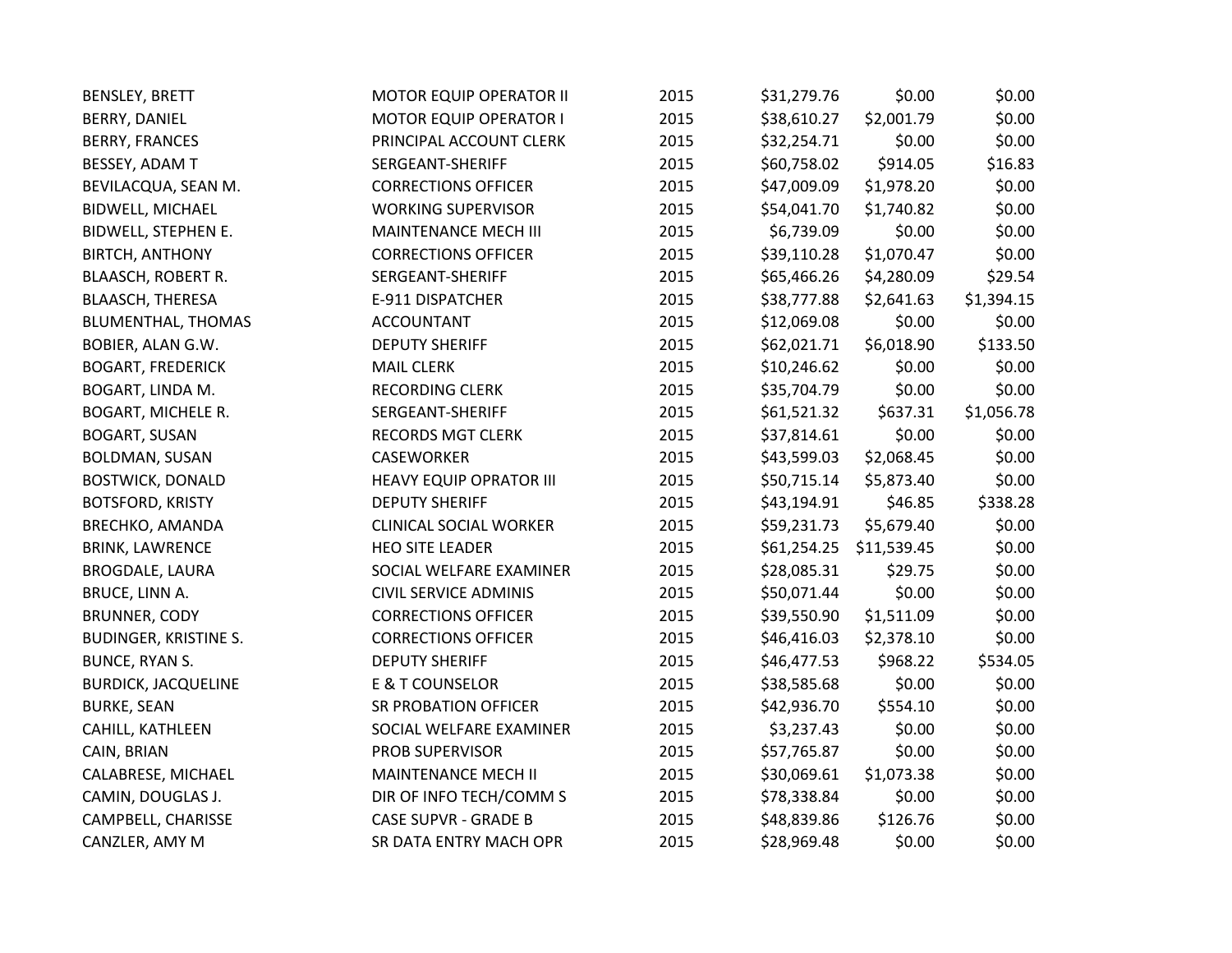| | | | | | |
|---|---|---|---|---|---|
| BENSLEY, BRETT | MOTOR EQUIP OPERATOR II | 2015 | $31,279.76 | $0.00 | $0.00 |
| BERRY, DANIEL | MOTOR EQUIP OPERATOR I | 2015 | $38,610.27 | $2,001.79 | $0.00 |
| BERRY, FRANCES | PRINCIPAL ACCOUNT CLERK | 2015 | $32,254.71 | $0.00 | $0.00 |
| BESSEY, ADAM T | SERGEANT-SHERIFF | 2015 | $60,758.02 | $914.05 | $16.83 |
| BEVILACQUA, SEAN M. | CORRECTIONS OFFICER | 2015 | $47,009.09 | $1,978.20 | $0.00 |
| BIDWELL, MICHAEL | WORKING SUPERVISOR | 2015 | $54,041.70 | $1,740.82 | $0.00 |
| BIDWELL, STEPHEN E. | MAINTENANCE MECH III | 2015 | $6,739.09 | $0.00 | $0.00 |
| BIRTCH, ANTHONY | CORRECTIONS OFFICER | 2015 | $39,110.28 | $1,070.47 | $0.00 |
| BLAASCH, ROBERT R. | SERGEANT-SHERIFF | 2015 | $65,466.26 | $4,280.09 | $29.54 |
| BLAASCH, THERESA | E-911 DISPATCHER | 2015 | $38,777.88 | $2,641.63 | $1,394.15 |
| BLUMENTHAL, THOMAS | ACCOUNTANT | 2015 | $12,069.08 | $0.00 | $0.00 |
| BOBIER, ALAN G.W. | DEPUTY SHERIFF | 2015 | $62,021.71 | $6,018.90 | $133.50 |
| BOGART, FREDERICK | MAIL CLERK | 2015 | $10,246.62 | $0.00 | $0.00 |
| BOGART, LINDA M. | RECORDING CLERK | 2015 | $35,704.79 | $0.00 | $0.00 |
| BOGART, MICHELE R. | SERGEANT-SHERIFF | 2015 | $61,521.32 | $637.31 | $1,056.78 |
| BOGART, SUSAN | RECORDS MGT CLERK | 2015 | $37,814.61 | $0.00 | $0.00 |
| BOLDMAN, SUSAN | CASEWORKER | 2015 | $43,599.03 | $2,068.45 | $0.00 |
| BOSTWICK, DONALD | HEAVY EQUIP OPRATOR III | 2015 | $50,715.14 | $5,873.40 | $0.00 |
| BOTSFORD, KRISTY | DEPUTY SHERIFF | 2015 | $43,194.91 | $46.85 | $338.28 |
| BRECHKO, AMANDA | CLINICAL SOCIAL WORKER | 2015 | $59,231.73 | $5,679.40 | $0.00 |
| BRINK, LAWRENCE | HEO SITE LEADER | 2015 | $61,254.25 | $11,539.45 | $0.00 |
| BROGDALE, LAURA | SOCIAL WELFARE EXAMINER | 2015 | $28,085.31 | $29.75 | $0.00 |
| BRUCE, LINN A. | CIVIL SERVICE ADMINIS | 2015 | $50,071.44 | $0.00 | $0.00 |
| BRUNNER, CODY | CORRECTIONS OFFICER | 2015 | $39,550.90 | $1,511.09 | $0.00 |
| BUDINGER, KRISTINE S. | CORRECTIONS OFFICER | 2015 | $46,416.03 | $2,378.10 | $0.00 |
| BUNCE, RYAN S. | DEPUTY SHERIFF | 2015 | $46,477.53 | $968.22 | $534.05 |
| BURDICK, JACQUELINE | E & T COUNSELOR | 2015 | $38,585.68 | $0.00 | $0.00 |
| BURKE, SEAN | SR PROBATION OFFICER | 2015 | $42,936.70 | $554.10 | $0.00 |
| CAHILL, KATHLEEN | SOCIAL WELFARE EXAMINER | 2015 | $3,237.43 | $0.00 | $0.00 |
| CAIN, BRIAN | PROB SUPERVISOR | 2015 | $57,765.87 | $0.00 | $0.00 |
| CALABRESE, MICHAEL | MAINTENANCE MECH II | 2015 | $30,069.61 | $1,073.38 | $0.00 |
| CAMIN, DOUGLAS J. | DIR OF INFO TECH/COMM S | 2015 | $78,338.84 | $0.00 | $0.00 |
| CAMPBELL, CHARISSE | CASE SUPVR - GRADE B | 2015 | $48,839.86 | $126.76 | $0.00 |
| CANZLER, AMY M | SR DATA ENTRY MACH OPR | 2015 | $28,969.48 | $0.00 | $0.00 |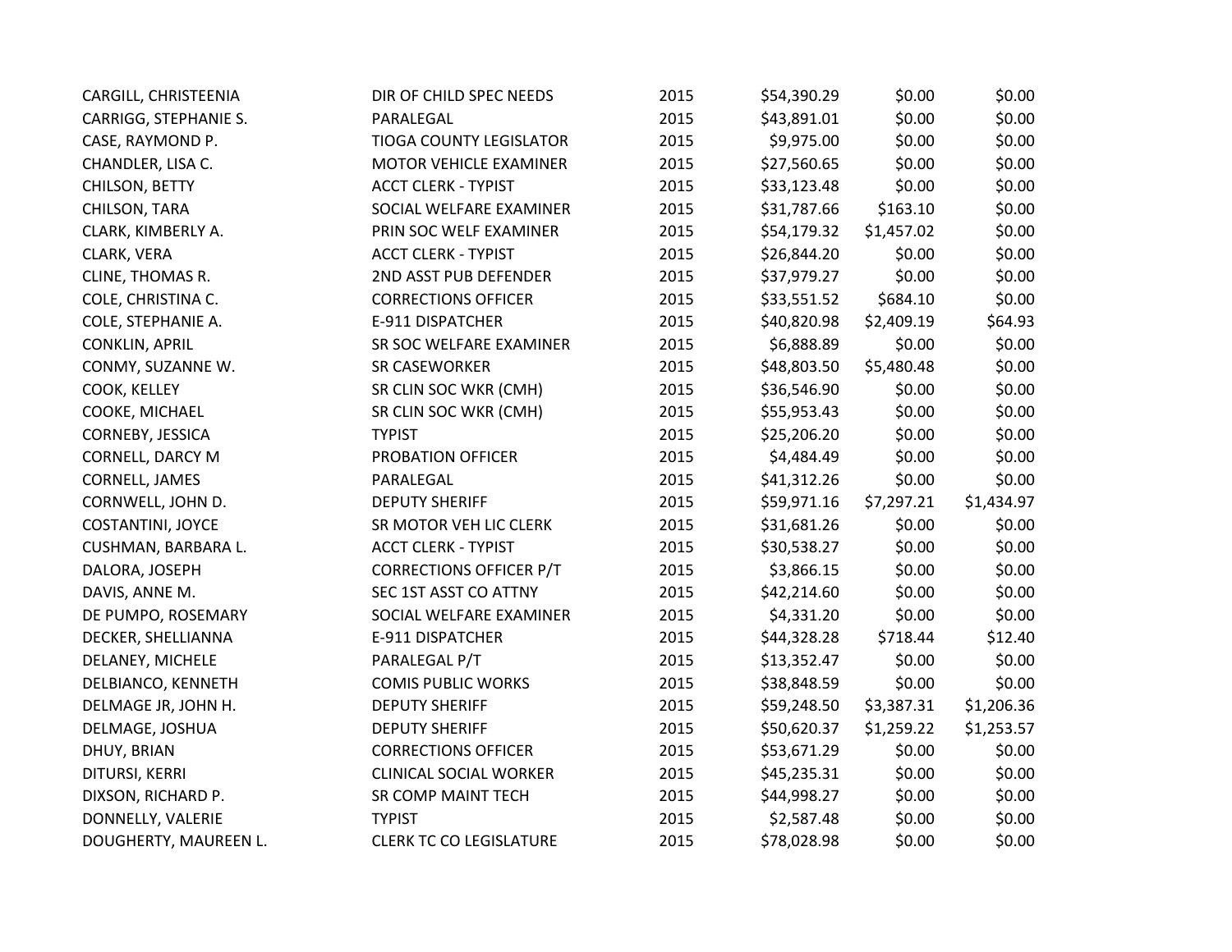| | | | | | |
|---|---|---|---|---|---|
| CARGILL, CHRISTEENIA | DIR OF CHILD SPEC NEEDS | 2015 | $54,390.29 | $0.00 | $0.00 |
| CARRIGG, STEPHANIE S. | PARALEGAL | 2015 | $43,891.01 | $0.00 | $0.00 |
| CASE, RAYMOND P. | TIOGA COUNTY LEGISLATOR | 2015 | $9,975.00 | $0.00 | $0.00 |
| CHANDLER, LISA C. | MOTOR VEHICLE EXAMINER | 2015 | $27,560.65 | $0.00 | $0.00 |
| CHILSON, BETTY | ACCT CLERK - TYPIST | 2015 | $33,123.48 | $0.00 | $0.00 |
| CHILSON, TARA | SOCIAL WELFARE EXAMINER | 2015 | $31,787.66 | $163.10 | $0.00 |
| CLARK, KIMBERLY A. | PRIN SOC WELF EXAMINER | 2015 | $54,179.32 | $1,457.02 | $0.00 |
| CLARK, VERA | ACCT CLERK - TYPIST | 2015 | $26,844.20 | $0.00 | $0.00 |
| CLINE, THOMAS R. | 2ND ASST PUB DEFENDER | 2015 | $37,979.27 | $0.00 | $0.00 |
| COLE, CHRISTINA C. | CORRECTIONS OFFICER | 2015 | $33,551.52 | $684.10 | $0.00 |
| COLE, STEPHANIE A. | E-911 DISPATCHER | 2015 | $40,820.98 | $2,409.19 | $64.93 |
| CONKLIN, APRIL | SR SOC WELFARE EXAMINER | 2015 | $6,888.89 | $0.00 | $0.00 |
| CONMY, SUZANNE W. | SR CASEWORKER | 2015 | $48,803.50 | $5,480.48 | $0.00 |
| COOK, KELLEY | SR CLIN SOC WKR (CMH) | 2015 | $36,546.90 | $0.00 | $0.00 |
| COOKE, MICHAEL | SR CLIN SOC WKR (CMH) | 2015 | $55,953.43 | $0.00 | $0.00 |
| CORNEBY, JESSICA | TYPIST | 2015 | $25,206.20 | $0.00 | $0.00 |
| CORNELL, DARCY M | PROBATION OFFICER | 2015 | $4,484.49 | $0.00 | $0.00 |
| CORNELL, JAMES | PARALEGAL | 2015 | $41,312.26 | $0.00 | $0.00 |
| CORNWELL, JOHN D. | DEPUTY SHERIFF | 2015 | $59,971.16 | $7,297.21 | $1,434.97 |
| COSTANTINI, JOYCE | SR MOTOR VEH LIC CLERK | 2015 | $31,681.26 | $0.00 | $0.00 |
| CUSHMAN, BARBARA L. | ACCT CLERK - TYPIST | 2015 | $30,538.27 | $0.00 | $0.00 |
| DALORA, JOSEPH | CORRECTIONS OFFICER P/T | 2015 | $3,866.15 | $0.00 | $0.00 |
| DAVIS, ANNE M. | SEC 1ST ASST CO ATTNY | 2015 | $42,214.60 | $0.00 | $0.00 |
| DE PUMPO, ROSEMARY | SOCIAL WELFARE EXAMINER | 2015 | $4,331.20 | $0.00 | $0.00 |
| DECKER, SHELLIANNA | E-911 DISPATCHER | 2015 | $44,328.28 | $718.44 | $12.40 |
| DELANEY, MICHELE | PARALEGAL P/T | 2015 | $13,352.47 | $0.00 | $0.00 |
| DELBIANCO, KENNETH | COMIS PUBLIC WORKS | 2015 | $38,848.59 | $0.00 | $0.00 |
| DELMAGE JR, JOHN H. | DEPUTY SHERIFF | 2015 | $59,248.50 | $3,387.31 | $1,206.36 |
| DELMAGE, JOSHUA | DEPUTY SHERIFF | 2015 | $50,620.37 | $1,259.22 | $1,253.57 |
| DHUY, BRIAN | CORRECTIONS OFFICER | 2015 | $53,671.29 | $0.00 | $0.00 |
| DITURSI, KERRI | CLINICAL SOCIAL WORKER | 2015 | $45,235.31 | $0.00 | $0.00 |
| DIXSON, RICHARD P. | SR COMP MAINT TECH | 2015 | $44,998.27 | $0.00 | $0.00 |
| DONNELLY, VALERIE | TYPIST | 2015 | $2,587.48 | $0.00 | $0.00 |
| DOUGHERTY, MAUREEN L. | CLERK TC CO LEGISLATURE | 2015 | $78,028.98 | $0.00 | $0.00 |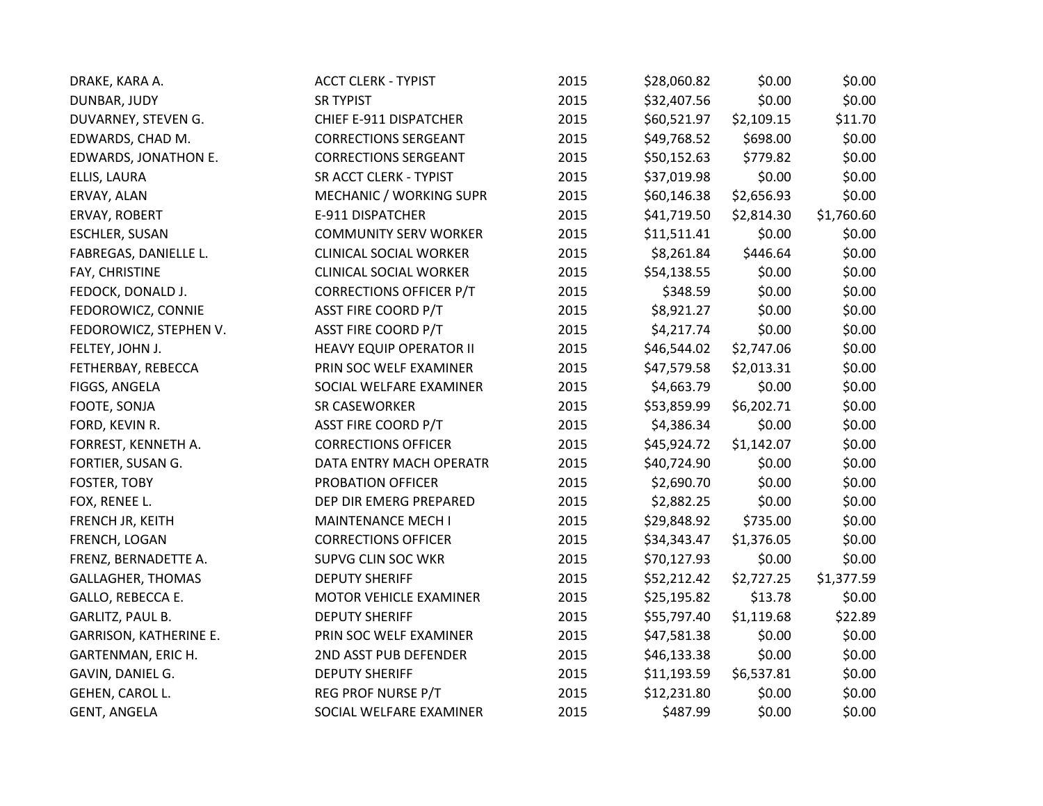| | | | | | |
|---|---|---|---|---|---|
| DRAKE, KARA A. | ACCT CLERK - TYPIST | 2015 | $28,060.82 | $0.00 | $0.00 |
| DUNBAR, JUDY | SR TYPIST | 2015 | $32,407.56 | $0.00 | $0.00 |
| DUVARNEY, STEVEN G. | CHIEF E-911 DISPATCHER | 2015 | $60,521.97 | $2,109.15 | $11.70 |
| EDWARDS, CHAD M. | CORRECTIONS SERGEANT | 2015 | $49,768.52 | $698.00 | $0.00 |
| EDWARDS, JONATHON E. | CORRECTIONS SERGEANT | 2015 | $50,152.63 | $779.82 | $0.00 |
| ELLIS, LAURA | SR ACCT CLERK - TYPIST | 2015 | $37,019.98 | $0.00 | $0.00 |
| ERVAY, ALAN | MECHANIC / WORKING SUPR | 2015 | $60,146.38 | $2,656.93 | $0.00 |
| ERVAY, ROBERT | E-911 DISPATCHER | 2015 | $41,719.50 | $2,814.30 | $1,760.60 |
| ESCHLER, SUSAN | COMMUNITY SERV WORKER | 2015 | $11,511.41 | $0.00 | $0.00 |
| FABREGAS, DANIELLE L. | CLINICAL SOCIAL WORKER | 2015 | $8,261.84 | $446.64 | $0.00 |
| FAY, CHRISTINE | CLINICAL SOCIAL WORKER | 2015 | $54,138.55 | $0.00 | $0.00 |
| FEDOCK, DONALD J. | CORRECTIONS OFFICER P/T | 2015 | $348.59 | $0.00 | $0.00 |
| FEDOROWICZ, CONNIE | ASST FIRE COORD P/T | 2015 | $8,921.27 | $0.00 | $0.00 |
| FEDOROWICZ, STEPHEN V. | ASST FIRE COORD P/T | 2015 | $4,217.74 | $0.00 | $0.00 |
| FELTEY, JOHN J. | HEAVY EQUIP OPERATOR II | 2015 | $46,544.02 | $2,747.06 | $0.00 |
| FETHERBAY, REBECCA | PRIN SOC WELF EXAMINER | 2015 | $47,579.58 | $2,013.31 | $0.00 |
| FIGGS, ANGELA | SOCIAL WELFARE EXAMINER | 2015 | $4,663.79 | $0.00 | $0.00 |
| FOOTE, SONJA | SR CASEWORKER | 2015 | $53,859.99 | $6,202.71 | $0.00 |
| FORD, KEVIN R. | ASST FIRE COORD P/T | 2015 | $4,386.34 | $0.00 | $0.00 |
| FORREST, KENNETH A. | CORRECTIONS OFFICER | 2015 | $45,924.72 | $1,142.07 | $0.00 |
| FORTIER, SUSAN G. | DATA ENTRY MACH OPERATR | 2015 | $40,724.90 | $0.00 | $0.00 |
| FOSTER, TOBY | PROBATION OFFICER | 2015 | $2,690.70 | $0.00 | $0.00 |
| FOX, RENEE L. | DEP DIR EMERG PREPARED | 2015 | $2,882.25 | $0.00 | $0.00 |
| FRENCH JR, KEITH | MAINTENANCE MECH I | 2015 | $29,848.92 | $735.00 | $0.00 |
| FRENCH, LOGAN | CORRECTIONS OFFICER | 2015 | $34,343.47 | $1,376.05 | $0.00 |
| FRENZ, BERNADETTE A. | SUPVG CLIN SOC WKR | 2015 | $70,127.93 | $0.00 | $0.00 |
| GALLAGHER, THOMAS | DEPUTY SHERIFF | 2015 | $52,212.42 | $2,727.25 | $1,377.59 |
| GALLO, REBECCA E. | MOTOR VEHICLE EXAMINER | 2015 | $25,195.82 | $13.78 | $0.00 |
| GARLITZ, PAUL B. | DEPUTY SHERIFF | 2015 | $55,797.40 | $1,119.68 | $22.89 |
| GARRISON, KATHERINE E. | PRIN SOC WELF EXAMINER | 2015 | $47,581.38 | $0.00 | $0.00 |
| GARTENMAN, ERIC H. | 2ND ASST PUB DEFENDER | 2015 | $46,133.38 | $0.00 | $0.00 |
| GAVIN, DANIEL G. | DEPUTY SHERIFF | 2015 | $11,193.59 | $6,537.81 | $0.00 |
| GEHEN, CAROL L. | REG PROF NURSE P/T | 2015 | $12,231.80 | $0.00 | $0.00 |
| GENT, ANGELA | SOCIAL WELFARE EXAMINER | 2015 | $487.99 | $0.00 | $0.00 |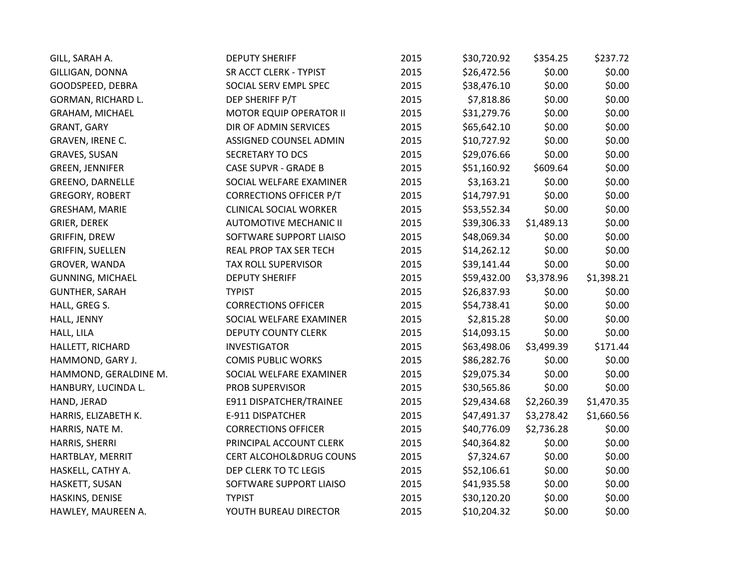| | | | | | |
|---|---|---|---|---|---|
| GILL, SARAH A. | DEPUTY SHERIFF | 2015 | $30,720.92 | $354.25 | $237.72 |
| GILLIGAN, DONNA | SR ACCT CLERK - TYPIST | 2015 | $26,472.56 | $0.00 | $0.00 |
| GOODSPEED, DEBRA | SOCIAL SERV EMPL SPEC | 2015 | $38,476.10 | $0.00 | $0.00 |
| GORMAN, RICHARD L. | DEP SHERIFF P/T | 2015 | $7,818.86 | $0.00 | $0.00 |
| GRAHAM, MICHAEL | MOTOR EQUIP OPERATOR II | 2015 | $31,279.76 | $0.00 | $0.00 |
| GRANT, GARY | DIR OF ADMIN SERVICES | 2015 | $65,642.10 | $0.00 | $0.00 |
| GRAVEN, IRENE C. | ASSIGNED COUNSEL ADMIN | 2015 | $10,727.92 | $0.00 | $0.00 |
| GRAVES, SUSAN | SECRETARY TO DCS | 2015 | $29,076.66 | $0.00 | $0.00 |
| GREEN, JENNIFER | CASE SUPVR - GRADE B | 2015 | $51,160.92 | $609.64 | $0.00 |
| GREENO, DARNELLE | SOCIAL WELFARE EXAMINER | 2015 | $3,163.21 | $0.00 | $0.00 |
| GREGORY, ROBERT | CORRECTIONS OFFICER P/T | 2015 | $14,797.91 | $0.00 | $0.00 |
| GRESHAM, MARIE | CLINICAL SOCIAL WORKER | 2015 | $53,552.34 | $0.00 | $0.00 |
| GRIER, DEREK | AUTOMOTIVE MECHANIC II | 2015 | $39,306.33 | $1,489.13 | $0.00 |
| GRIFFIN, DREW | SOFTWARE SUPPORT LIAISO | 2015 | $48,069.34 | $0.00 | $0.00 |
| GRIFFIN, SUELLEN | REAL PROP TAX SER TECH | 2015 | $14,262.12 | $0.00 | $0.00 |
| GROVER, WANDA | TAX ROLL SUPERVISOR | 2015 | $39,141.44 | $0.00 | $0.00 |
| GUNNING, MICHAEL | DEPUTY SHERIFF | 2015 | $59,432.00 | $3,378.96 | $1,398.21 |
| GUNTHER, SARAH | TYPIST | 2015 | $26,837.93 | $0.00 | $0.00 |
| HALL, GREG S. | CORRECTIONS OFFICER | 2015 | $54,738.41 | $0.00 | $0.00 |
| HALL, JENNY | SOCIAL WELFARE EXAMINER | 2015 | $2,815.28 | $0.00 | $0.00 |
| HALL, LILA | DEPUTY COUNTY CLERK | 2015 | $14,093.15 | $0.00 | $0.00 |
| HALLETT, RICHARD | INVESTIGATOR | 2015 | $63,498.06 | $3,499.39 | $171.44 |
| HAMMOND, GARY J. | COMIS PUBLIC WORKS | 2015 | $86,282.76 | $0.00 | $0.00 |
| HAMMOND, GERALDINE M. | SOCIAL WELFARE EXAMINER | 2015 | $29,075.34 | $0.00 | $0.00 |
| HANBURY, LUCINDA L. | PROB SUPERVISOR | 2015 | $30,565.86 | $0.00 | $0.00 |
| HAND, JERAD | E911 DISPATCHER/TRAINEE | 2015 | $29,434.68 | $2,260.39 | $1,470.35 |
| HARRIS, ELIZABETH K. | E-911 DISPATCHER | 2015 | $47,491.37 | $3,278.42 | $1,660.56 |
| HARRIS, NATE M. | CORRECTIONS OFFICER | 2015 | $40,776.09 | $2,736.28 | $0.00 |
| HARRIS, SHERRI | PRINCIPAL ACCOUNT CLERK | 2015 | $40,364.82 | $0.00 | $0.00 |
| HARTBLAY, MERRIT | CERT ALCOHOL&DRUG COUNS | 2015 | $7,324.67 | $0.00 | $0.00 |
| HASKELL, CATHY A. | DEP CLERK TO TC LEGIS | 2015 | $52,106.61 | $0.00 | $0.00 |
| HASKETT, SUSAN | SOFTWARE SUPPORT LIAISO | 2015 | $41,935.58 | $0.00 | $0.00 |
| HASKINS, DENISE | TYPIST | 2015 | $30,120.20 | $0.00 | $0.00 |
| HAWLEY, MAUREEN A. | YOUTH BUREAU DIRECTOR | 2015 | $10,204.32 | $0.00 | $0.00 |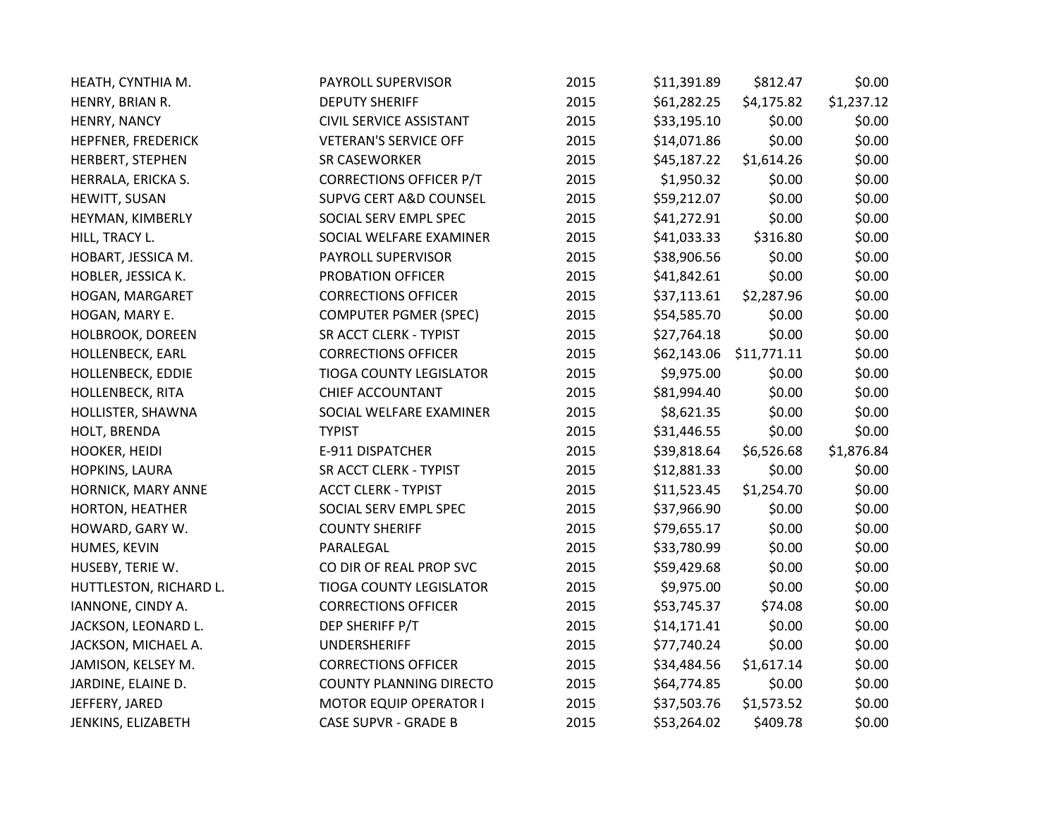| | | | | | |
|---|---|---|---|---|---|
| HEATH, CYNTHIA M. | PAYROLL SUPERVISOR | 2015 | $11,391.89 | $812.47 | $0.00 |
| HENRY, BRIAN R. | DEPUTY SHERIFF | 2015 | $61,282.25 | $4,175.82 | $1,237.12 |
| HENRY, NANCY | CIVIL SERVICE ASSISTANT | 2015 | $33,195.10 | $0.00 | $0.00 |
| HEPFNER, FREDERICK | VETERAN'S SERVICE OFF | 2015 | $14,071.86 | $0.00 | $0.00 |
| HERBERT, STEPHEN | SR CASEWORKER | 2015 | $45,187.22 | $1,614.26 | $0.00 |
| HERRALA, ERICKA S. | CORRECTIONS OFFICER P/T | 2015 | $1,950.32 | $0.00 | $0.00 |
| HEWITT, SUSAN | SUPVG CERT A&D COUNSEL | 2015 | $59,212.07 | $0.00 | $0.00 |
| HEYMAN, KIMBERLY | SOCIAL SERV EMPL SPEC | 2015 | $41,272.91 | $0.00 | $0.00 |
| HILL, TRACY L. | SOCIAL WELFARE EXAMINER | 2015 | $41,033.33 | $316.80 | $0.00 |
| HOBART, JESSICA M. | PAYROLL SUPERVISOR | 2015 | $38,906.56 | $0.00 | $0.00 |
| HOBLER, JESSICA K. | PROBATION OFFICER | 2015 | $41,842.61 | $0.00 | $0.00 |
| HOGAN, MARGARET | CORRECTIONS OFFICER | 2015 | $37,113.61 | $2,287.96 | $0.00 |
| HOGAN, MARY E. | COMPUTER PGMER (SPEC) | 2015 | $54,585.70 | $0.00 | $0.00 |
| HOLBROOK, DOREEN | SR ACCT CLERK - TYPIST | 2015 | $27,764.18 | $0.00 | $0.00 |
| HOLLENBECK, EARL | CORRECTIONS OFFICER | 2015 | $62,143.06 | $11,771.11 | $0.00 |
| HOLLENBECK, EDDIE | TIOGA COUNTY LEGISLATOR | 2015 | $9,975.00 | $0.00 | $0.00 |
| HOLLENBECK, RITA | CHIEF ACCOUNTANT | 2015 | $81,994.40 | $0.00 | $0.00 |
| HOLLISTER, SHAWNA | SOCIAL WELFARE EXAMINER | 2015 | $8,621.35 | $0.00 | $0.00 |
| HOLT, BRENDA | TYPIST | 2015 | $31,446.55 | $0.00 | $0.00 |
| HOOKER, HEIDI | E-911 DISPATCHER | 2015 | $39,818.64 | $6,526.68 | $1,876.84 |
| HOPKINS, LAURA | SR ACCT CLERK - TYPIST | 2015 | $12,881.33 | $0.00 | $0.00 |
| HORNICK, MARY ANNE | ACCT CLERK - TYPIST | 2015 | $11,523.45 | $1,254.70 | $0.00 |
| HORTON, HEATHER | SOCIAL SERV EMPL SPEC | 2015 | $37,966.90 | $0.00 | $0.00 |
| HOWARD, GARY W. | COUNTY SHERIFF | 2015 | $79,655.17 | $0.00 | $0.00 |
| HUMES, KEVIN | PARALEGAL | 2015 | $33,780.99 | $0.00 | $0.00 |
| HUSEBY, TERIE W. | CO DIR OF REAL PROP SVC | 2015 | $59,429.68 | $0.00 | $0.00 |
| HUTTLESTON, RICHARD L. | TIOGA COUNTY LEGISLATOR | 2015 | $9,975.00 | $0.00 | $0.00 |
| IANNONE, CINDY A. | CORRECTIONS OFFICER | 2015 | $53,745.37 | $74.08 | $0.00 |
| JACKSON, LEONARD L. | DEP SHERIFF P/T | 2015 | $14,171.41 | $0.00 | $0.00 |
| JACKSON, MICHAEL A. | UNDERSHERIFF | 2015 | $77,740.24 | $0.00 | $0.00 |
| JAMISON, KELSEY M. | CORRECTIONS OFFICER | 2015 | $34,484.56 | $1,617.14 | $0.00 |
| JARDINE, ELAINE D. | COUNTY PLANNING DIRECTO | 2015 | $64,774.85 | $0.00 | $0.00 |
| JEFFERY, JARED | MOTOR EQUIP OPERATOR I | 2015 | $37,503.76 | $1,573.52 | $0.00 |
| JENKINS, ELIZABETH | CASE SUPVR - GRADE B | 2015 | $53,264.02 | $409.78 | $0.00 |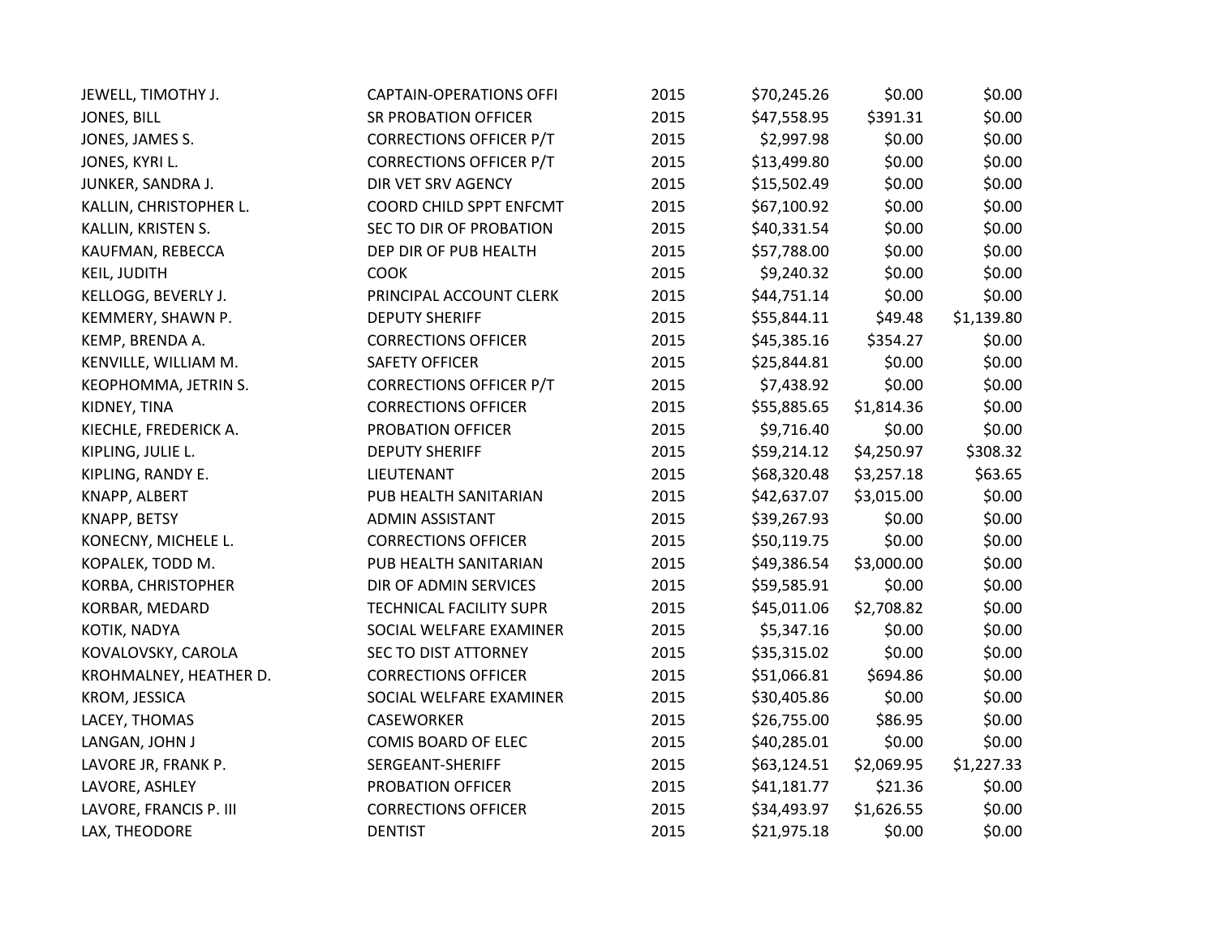| | | | | | |
|---|---|---|---|---|---|
| JEWELL, TIMOTHY J. | CAPTAIN-OPERATIONS OFFI | 2015 | $70,245.26 | $0.00 | $0.00 |
| JONES, BILL | SR PROBATION OFFICER | 2015 | $47,558.95 | $391.31 | $0.00 |
| JONES, JAMES S. | CORRECTIONS OFFICER P/T | 2015 | $2,997.98 | $0.00 | $0.00 |
| JONES, KYRI L. | CORRECTIONS OFFICER P/T | 2015 | $13,499.80 | $0.00 | $0.00 |
| JUNKER, SANDRA J. | DIR VET SRV AGENCY | 2015 | $15,502.49 | $0.00 | $0.00 |
| KALLIN, CHRISTOPHER L. | COORD CHILD SPPT ENFCMT | 2015 | $67,100.92 | $0.00 | $0.00 |
| KALLIN, KRISTEN S. | SEC TO DIR OF PROBATION | 2015 | $40,331.54 | $0.00 | $0.00 |
| KAUFMAN, REBECCA | DEP DIR OF PUB HEALTH | 2015 | $57,788.00 | $0.00 | $0.00 |
| KEIL, JUDITH | COOK | 2015 | $9,240.32 | $0.00 | $0.00 |
| KELLOGG, BEVERLY J. | PRINCIPAL ACCOUNT CLERK | 2015 | $44,751.14 | $0.00 | $0.00 |
| KEMMERY, SHAWN P. | DEPUTY SHERIFF | 2015 | $55,844.11 | $49.48 | $1,139.80 |
| KEMP, BRENDA A. | CORRECTIONS OFFICER | 2015 | $45,385.16 | $354.27 | $0.00 |
| KENVILLE, WILLIAM M. | SAFETY OFFICER | 2015 | $25,844.81 | $0.00 | $0.00 |
| KEOPHOMMA, JETRIN S. | CORRECTIONS OFFICER P/T | 2015 | $7,438.92 | $0.00 | $0.00 |
| KIDNEY, TINA | CORRECTIONS OFFICER | 2015 | $55,885.65 | $1,814.36 | $0.00 |
| KIECHLE, FREDERICK A. | PROBATION OFFICER | 2015 | $9,716.40 | $0.00 | $0.00 |
| KIPLING, JULIE L. | DEPUTY SHERIFF | 2015 | $59,214.12 | $4,250.97 | $308.32 |
| KIPLING, RANDY E. | LIEUTENANT | 2015 | $68,320.48 | $3,257.18 | $63.65 |
| KNAPP, ALBERT | PUB HEALTH SANITARIAN | 2015 | $42,637.07 | $3,015.00 | $0.00 |
| KNAPP, BETSY | ADMIN ASSISTANT | 2015 | $39,267.93 | $0.00 | $0.00 |
| KONECNY, MICHELE L. | CORRECTIONS OFFICER | 2015 | $50,119.75 | $0.00 | $0.00 |
| KOPALEK, TODD M. | PUB HEALTH SANITARIAN | 2015 | $49,386.54 | $3,000.00 | $0.00 |
| KORBA, CHRISTOPHER | DIR OF ADMIN SERVICES | 2015 | $59,585.91 | $0.00 | $0.00 |
| KORBAR, MEDARD | TECHNICAL FACILITY SUPR | 2015 | $45,011.06 | $2,708.82 | $0.00 |
| KOTIK, NADYA | SOCIAL WELFARE EXAMINER | 2015 | $5,347.16 | $0.00 | $0.00 |
| KOVALOVSKY, CAROLA | SEC TO DIST ATTORNEY | 2015 | $35,315.02 | $0.00 | $0.00 |
| KROHMALNEY, HEATHER D. | CORRECTIONS OFFICER | 2015 | $51,066.81 | $694.86 | $0.00 |
| KROM, JESSICA | SOCIAL WELFARE EXAMINER | 2015 | $30,405.86 | $0.00 | $0.00 |
| LACEY, THOMAS | CASEWORKER | 2015 | $26,755.00 | $86.95 | $0.00 |
| LANGAN, JOHN J | COMIS BOARD OF ELEC | 2015 | $40,285.01 | $0.00 | $0.00 |
| LAVORE JR, FRANK P. | SERGEANT-SHERIFF | 2015 | $63,124.51 | $2,069.95 | $1,227.33 |
| LAVORE, ASHLEY | PROBATION OFFICER | 2015 | $41,181.77 | $21.36 | $0.00 |
| LAVORE, FRANCIS P. III | CORRECTIONS OFFICER | 2015 | $34,493.97 | $1,626.55 | $0.00 |
| LAX, THEODORE | DENTIST | 2015 | $21,975.18 | $0.00 | $0.00 |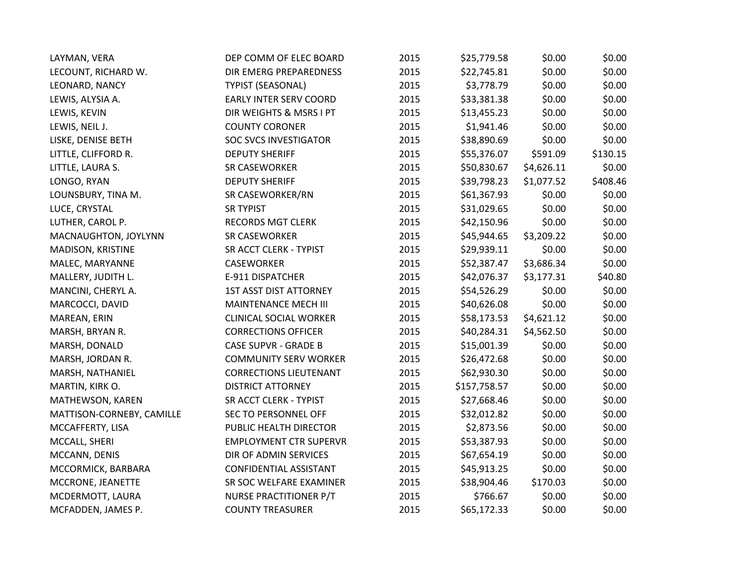| | | | | | |
|---|---|---|---|---|---|
| LAYMAN, VERA | DEP COMM OF ELEC BOARD | 2015 | $25,779.58 | $0.00 | $0.00 |
| LECOUNT, RICHARD W. | DIR EMERG PREPAREDNESS | 2015 | $22,745.81 | $0.00 | $0.00 |
| LEONARD, NANCY | TYPIST (SEASONAL) | 2015 | $3,778.79 | $0.00 | $0.00 |
| LEWIS, ALYSIA A. | EARLY INTER SERV COORD | 2015 | $33,381.38 | $0.00 | $0.00 |
| LEWIS, KEVIN | DIR WEIGHTS & MSRS I PT | 2015 | $13,455.23 | $0.00 | $0.00 |
| LEWIS, NEIL J. | COUNTY CORONER | 2015 | $1,941.46 | $0.00 | $0.00 |
| LISKE, DENISE BETH | SOC SVCS INVESTIGATOR | 2015 | $38,890.69 | $0.00 | $0.00 |
| LITTLE, CLIFFORD R. | DEPUTY SHERIFF | 2015 | $55,376.07 | $591.09 | $130.15 |
| LITTLE, LAURA S. | SR CASEWORKER | 2015 | $50,830.67 | $4,626.11 | $0.00 |
| LONGO, RYAN | DEPUTY SHERIFF | 2015 | $39,798.23 | $1,077.52 | $408.46 |
| LOUNSBURY, TINA M. | SR CASEWORKER/RN | 2015 | $61,367.93 | $0.00 | $0.00 |
| LUCE, CRYSTAL | SR TYPIST | 2015 | $31,029.65 | $0.00 | $0.00 |
| LUTHER, CAROL P. | RECORDS MGT CLERK | 2015 | $42,150.96 | $0.00 | $0.00 |
| MACNAUGHTON, JOYLYNN | SR CASEWORKER | 2015 | $45,944.65 | $3,209.22 | $0.00 |
| MADISON, KRISTINE | SR ACCT CLERK - TYPIST | 2015 | $29,939.11 | $0.00 | $0.00 |
| MALEC, MARYANNE | CASEWORKER | 2015 | $52,387.47 | $3,686.34 | $0.00 |
| MALLERY, JUDITH L. | E-911 DISPATCHER | 2015 | $42,076.37 | $3,177.31 | $40.80 |
| MANCINI, CHERYL A. | 1ST ASST DIST ATTORNEY | 2015 | $54,526.29 | $0.00 | $0.00 |
| MARCOCCI, DAVID | MAINTENANCE MECH III | 2015 | $40,626.08 | $0.00 | $0.00 |
| MAREAN, ERIN | CLINICAL SOCIAL WORKER | 2015 | $58,173.53 | $4,621.12 | $0.00 |
| MARSH, BRYAN R. | CORRECTIONS OFFICER | 2015 | $40,284.31 | $4,562.50 | $0.00 |
| MARSH, DONALD | CASE SUPVR - GRADE B | 2015 | $15,001.39 | $0.00 | $0.00 |
| MARSH, JORDAN R. | COMMUNITY SERV WORKER | 2015 | $26,472.68 | $0.00 | $0.00 |
| MARSH, NATHANIEL | CORRECTIONS LIEUTENANT | 2015 | $62,930.30 | $0.00 | $0.00 |
| MARTIN, KIRK O. | DISTRICT ATTORNEY | 2015 | $157,758.57 | $0.00 | $0.00 |
| MATHEWSON, KAREN | SR ACCT CLERK - TYPIST | 2015 | $27,668.46 | $0.00 | $0.00 |
| MATTISON-CORNEBY, CAMILLE | SEC TO PERSONNEL OFF | 2015 | $32,012.82 | $0.00 | $0.00 |
| MCCAFFERTY, LISA | PUBLIC HEALTH DIRECTOR | 2015 | $2,873.56 | $0.00 | $0.00 |
| MCCALL, SHERI | EMPLOYMENT CTR SUPERVR | 2015 | $53,387.93 | $0.00 | $0.00 |
| MCCANN, DENIS | DIR OF ADMIN SERVICES | 2015 | $67,654.19 | $0.00 | $0.00 |
| MCCORMICK, BARBARA | CONFIDENTIAL ASSISTANT | 2015 | $45,913.25 | $0.00 | $0.00 |
| MCCRONE, JEANETTE | SR SOC WELFARE EXAMINER | 2015 | $38,904.46 | $170.03 | $0.00 |
| MCDERMOTT, LAURA | NURSE PRACTITIONER P/T | 2015 | $766.67 | $0.00 | $0.00 |
| MCFADDEN, JAMES P. | COUNTY TREASURER | 2015 | $65,172.33 | $0.00 | $0.00 |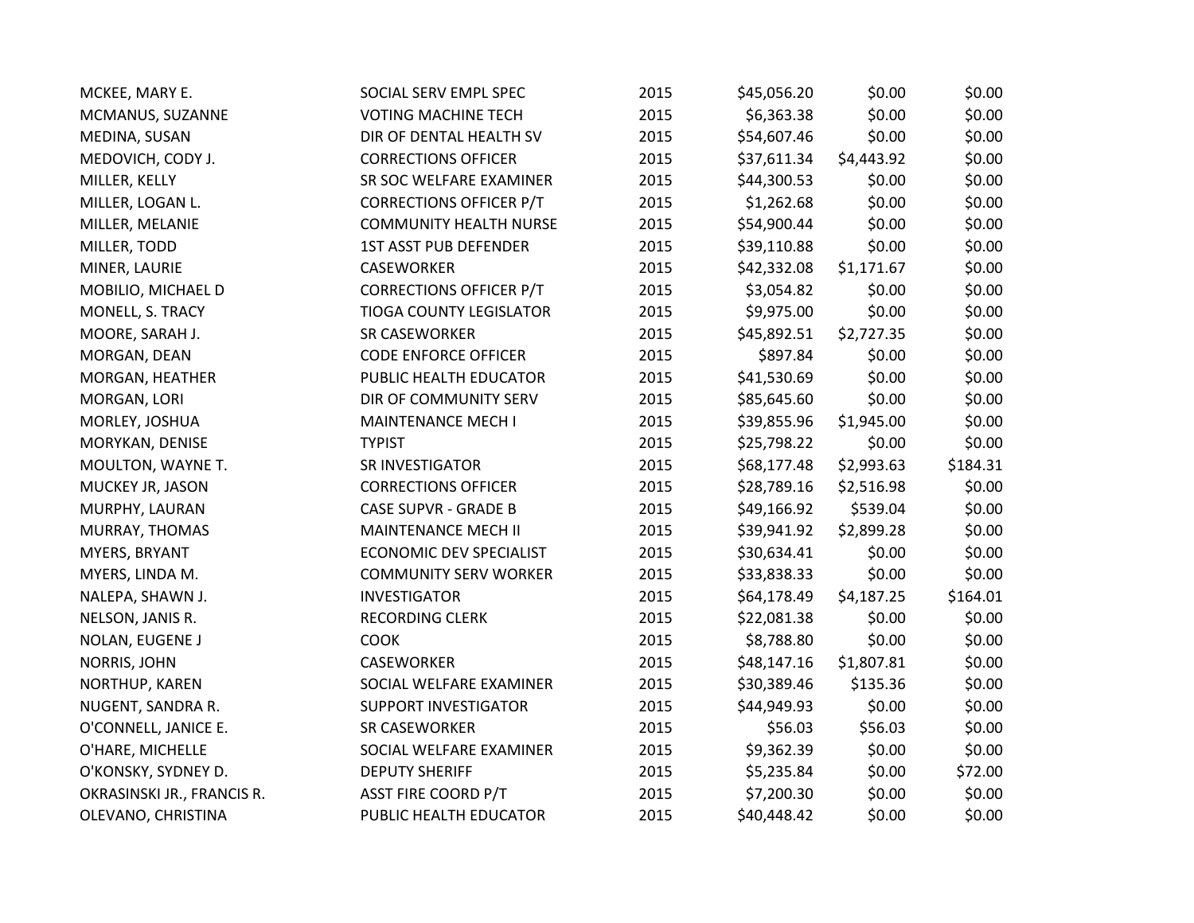| | | | | | |
|---|---|---|---|---|---|
| MCKEE, MARY E. | SOCIAL SERV EMPL SPEC | 2015 | $45,056.20 | $0.00 | $0.00 |
| MCMANUS, SUZANNE | VOTING MACHINE TECH | 2015 | $6,363.38 | $0.00 | $0.00 |
| MEDINA, SUSAN | DIR OF DENTAL HEALTH SV | 2015 | $54,607.46 | $0.00 | $0.00 |
| MEDOVICH, CODY J. | CORRECTIONS OFFICER | 2015 | $37,611.34 | $4,443.92 | $0.00 |
| MILLER, KELLY | SR SOC WELFARE EXAMINER | 2015 | $44,300.53 | $0.00 | $0.00 |
| MILLER, LOGAN L. | CORRECTIONS OFFICER P/T | 2015 | $1,262.68 | $0.00 | $0.00 |
| MILLER, MELANIE | COMMUNITY HEALTH NURSE | 2015 | $54,900.44 | $0.00 | $0.00 |
| MILLER, TODD | 1ST ASST PUB DEFENDER | 2015 | $39,110.88 | $0.00 | $0.00 |
| MINER, LAURIE | CASEWORKER | 2015 | $42,332.08 | $1,171.67 | $0.00 |
| MOBILIO, MICHAEL D | CORRECTIONS OFFICER P/T | 2015 | $3,054.82 | $0.00 | $0.00 |
| MONELL, S. TRACY | TIOGA COUNTY LEGISLATOR | 2015 | $9,975.00 | $0.00 | $0.00 |
| MOORE, SARAH J. | SR CASEWORKER | 2015 | $45,892.51 | $2,727.35 | $0.00 |
| MORGAN, DEAN | CODE ENFORCE OFFICER | 2015 | $897.84 | $0.00 | $0.00 |
| MORGAN, HEATHER | PUBLIC HEALTH EDUCATOR | 2015 | $41,530.69 | $0.00 | $0.00 |
| MORGAN, LORI | DIR OF COMMUNITY SERV | 2015 | $85,645.60 | $0.00 | $0.00 |
| MORLEY, JOSHUA | MAINTENANCE MECH I | 2015 | $39,855.96 | $1,945.00 | $0.00 |
| MORYKAN, DENISE | TYPIST | 2015 | $25,798.22 | $0.00 | $0.00 |
| MOULTON, WAYNE T. | SR INVESTIGATOR | 2015 | $68,177.48 | $2,993.63 | $184.31 |
| MUCKEY JR, JASON | CORRECTIONS OFFICER | 2015 | $28,789.16 | $2,516.98 | $0.00 |
| MURPHY, LAURAN | CASE SUPVR - GRADE B | 2015 | $49,166.92 | $539.04 | $0.00 |
| MURRAY, THOMAS | MAINTENANCE MECH II | 2015 | $39,941.92 | $2,899.28 | $0.00 |
| MYERS, BRYANT | ECONOMIC DEV SPECIALIST | 2015 | $30,634.41 | $0.00 | $0.00 |
| MYERS, LINDA M. | COMMUNITY SERV WORKER | 2015 | $33,838.33 | $0.00 | $0.00 |
| NALEPA, SHAWN J. | INVESTIGATOR | 2015 | $64,178.49 | $4,187.25 | $164.01 |
| NELSON, JANIS R. | RECORDING CLERK | 2015 | $22,081.38 | $0.00 | $0.00 |
| NOLAN, EUGENE J | COOK | 2015 | $8,788.80 | $0.00 | $0.00 |
| NORRIS, JOHN | CASEWORKER | 2015 | $48,147.16 | $1,807.81 | $0.00 |
| NORTHUP, KAREN | SOCIAL WELFARE EXAMINER | 2015 | $30,389.46 | $135.36 | $0.00 |
| NUGENT, SANDRA R. | SUPPORT INVESTIGATOR | 2015 | $44,949.93 | $0.00 | $0.00 |
| O'CONNELL, JANICE E. | SR CASEWORKER | 2015 | $56.03 | $56.03 | $0.00 |
| O'HARE, MICHELLE | SOCIAL WELFARE EXAMINER | 2015 | $9,362.39 | $0.00 | $0.00 |
| O'KONSKY, SYDNEY D. | DEPUTY SHERIFF | 2015 | $5,235.84 | $0.00 | $72.00 |
| OKRASINSKI JR., FRANCIS R. | ASST FIRE COORD P/T | 2015 | $7,200.30 | $0.00 | $0.00 |
| OLEVANO, CHRISTINA | PUBLIC HEALTH EDUCATOR | 2015 | $40,448.42 | $0.00 | $0.00 |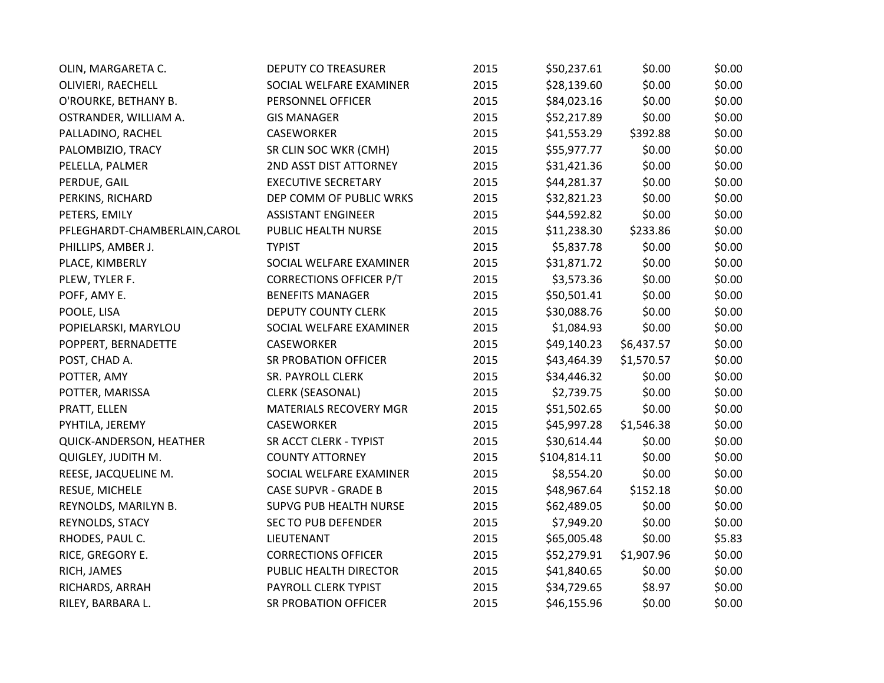| | | | | | |
|---|---|---|---|---|---|
| OLIN, MARGARETA C. | DEPUTY CO TREASURER | 2015 | $50,237.61 | $0.00 | $0.00 |
| OLIVIERI, RAECHELL | SOCIAL WELFARE EXAMINER | 2015 | $28,139.60 | $0.00 | $0.00 |
| O'ROURKE, BETHANY B. | PERSONNEL OFFICER | 2015 | $84,023.16 | $0.00 | $0.00 |
| OSTRANDER, WILLIAM A. | GIS MANAGER | 2015 | $52,217.89 | $0.00 | $0.00 |
| PALLADINO, RACHEL | CASEWORKER | 2015 | $41,553.29 | $392.88 | $0.00 |
| PALOMBIZIO, TRACY | SR CLIN SOC WKR (CMH) | 2015 | $55,977.77 | $0.00 | $0.00 |
| PELELLA, PALMER | 2ND ASST DIST ATTORNEY | 2015 | $31,421.36 | $0.00 | $0.00 |
| PERDUE, GAIL | EXECUTIVE SECRETARY | 2015 | $44,281.37 | $0.00 | $0.00 |
| PERKINS, RICHARD | DEP COMM OF PUBLIC WRKS | 2015 | $32,821.23 | $0.00 | $0.00 |
| PETERS, EMILY | ASSISTANT ENGINEER | 2015 | $44,592.82 | $0.00 | $0.00 |
| PFLEGHARDT-CHAMBERLAIN,CAROL | PUBLIC HEALTH NURSE | 2015 | $11,238.30 | $233.86 | $0.00 |
| PHILLIPS, AMBER J. | TYPIST | 2015 | $5,837.78 | $0.00 | $0.00 |
| PLACE, KIMBERLY | SOCIAL WELFARE EXAMINER | 2015 | $31,871.72 | $0.00 | $0.00 |
| PLEW, TYLER F. | CORRECTIONS OFFICER P/T | 2015 | $3,573.36 | $0.00 | $0.00 |
| POFF, AMY E. | BENEFITS MANAGER | 2015 | $50,501.41 | $0.00 | $0.00 |
| POOLE, LISA | DEPUTY COUNTY CLERK | 2015 | $30,088.76 | $0.00 | $0.00 |
| POPIELARSKI, MARYLOU | SOCIAL WELFARE EXAMINER | 2015 | $1,084.93 | $0.00 | $0.00 |
| POPPERT, BERNADETTE | CASEWORKER | 2015 | $49,140.23 | $6,437.57 | $0.00 |
| POST, CHAD A. | SR PROBATION OFFICER | 2015 | $43,464.39 | $1,570.57 | $0.00 |
| POTTER, AMY | SR. PAYROLL CLERK | 2015 | $34,446.32 | $0.00 | $0.00 |
| POTTER, MARISSA | CLERK (SEASONAL) | 2015 | $2,739.75 | $0.00 | $0.00 |
| PRATT, ELLEN | MATERIALS RECOVERY MGR | 2015 | $51,502.65 | $0.00 | $0.00 |
| PYHTILA, JEREMY | CASEWORKER | 2015 | $45,997.28 | $1,546.38 | $0.00 |
| QUICK-ANDERSON, HEATHER | SR ACCT CLERK - TYPIST | 2015 | $30,614.44 | $0.00 | $0.00 |
| QUIGLEY, JUDITH M. | COUNTY ATTORNEY | 2015 | $104,814.11 | $0.00 | $0.00 |
| REESE, JACQUELINE M. | SOCIAL WELFARE EXAMINER | 2015 | $8,554.20 | $0.00 | $0.00 |
| RESUE, MICHELE | CASE SUPVR - GRADE B | 2015 | $48,967.64 | $152.18 | $0.00 |
| REYNOLDS, MARILYN B. | SUPVG PUB HEALTH NURSE | 2015 | $62,489.05 | $0.00 | $0.00 |
| REYNOLDS, STACY | SEC TO PUB DEFENDER | 2015 | $7,949.20 | $0.00 | $0.00 |
| RHODES, PAUL C. | LIEUTENANT | 2015 | $65,005.48 | $0.00 | $5.83 |
| RICE, GREGORY E. | CORRECTIONS OFFICER | 2015 | $52,279.91 | $1,907.96 | $0.00 |
| RICH, JAMES | PUBLIC HEALTH DIRECTOR | 2015 | $41,840.65 | $0.00 | $0.00 |
| RICHARDS, ARRAH | PAYROLL CLERK TYPIST | 2015 | $34,729.65 | $8.97 | $0.00 |
| RILEY, BARBARA L. | SR PROBATION OFFICER | 2015 | $46,155.96 | $0.00 | $0.00 |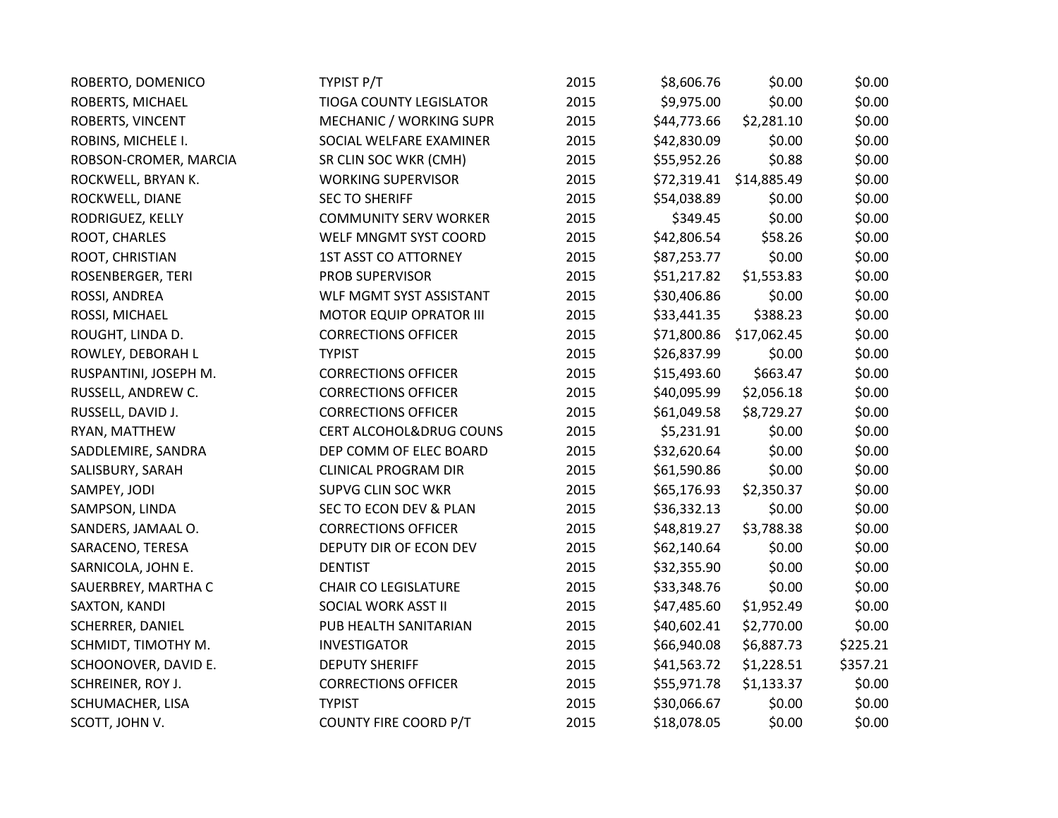| | | | | | |
|---|---|---|---|---|---|
| ROBERTO, DOMENICO | TYPIST P/T | 2015 | $8,606.76 | $0.00 | $0.00 |
| ROBERTS, MICHAEL | TIOGA COUNTY LEGISLATOR | 2015 | $9,975.00 | $0.00 | $0.00 |
| ROBERTS, VINCENT | MECHANIC / WORKING SUPR | 2015 | $44,773.66 | $2,281.10 | $0.00 |
| ROBINS, MICHELE I. | SOCIAL WELFARE EXAMINER | 2015 | $42,830.09 | $0.00 | $0.00 |
| ROBSON-CROMER, MARCIA | SR CLIN SOC WKR (CMH) | 2015 | $55,952.26 | $0.88 | $0.00 |
| ROCKWELL, BRYAN K. | WORKING SUPERVISOR | 2015 | $72,319.41 | $14,885.49 | $0.00 |
| ROCKWELL, DIANE | SEC TO SHERIFF | 2015 | $54,038.89 | $0.00 | $0.00 |
| RODRIGUEZ, KELLY | COMMUNITY SERV WORKER | 2015 | $349.45 | $0.00 | $0.00 |
| ROOT, CHARLES | WELF MNGMT SYST COORD | 2015 | $42,806.54 | $58.26 | $0.00 |
| ROOT, CHRISTIAN | 1ST ASST CO ATTORNEY | 2015 | $87,253.77 | $0.00 | $0.00 |
| ROSENBERGER, TERI | PROB SUPERVISOR | 2015 | $51,217.82 | $1,553.83 | $0.00 |
| ROSSI, ANDREA | WLF MGMT SYST ASSISTANT | 2015 | $30,406.86 | $0.00 | $0.00 |
| ROSSI, MICHAEL | MOTOR EQUIP OPRATOR III | 2015 | $33,441.35 | $388.23 | $0.00 |
| ROUGHT, LINDA D. | CORRECTIONS OFFICER | 2015 | $71,800.86 | $17,062.45 | $0.00 |
| ROWLEY, DEBORAH L | TYPIST | 2015 | $26,837.99 | $0.00 | $0.00 |
| RUSPANTINI, JOSEPH M. | CORRECTIONS OFFICER | 2015 | $15,493.60 | $663.47 | $0.00 |
| RUSSELL, ANDREW C. | CORRECTIONS OFFICER | 2015 | $40,095.99 | $2,056.18 | $0.00 |
| RUSSELL, DAVID J. | CORRECTIONS OFFICER | 2015 | $61,049.58 | $8,729.27 | $0.00 |
| RYAN, MATTHEW | CERT ALCOHOL&DRUG COUNS | 2015 | $5,231.91 | $0.00 | $0.00 |
| SADDLEMIRE, SANDRA | DEP COMM OF ELEC BOARD | 2015 | $32,620.64 | $0.00 | $0.00 |
| SALISBURY, SARAH | CLINICAL PROGRAM DIR | 2015 | $61,590.86 | $0.00 | $0.00 |
| SAMPEY, JODI | SUPVG CLIN SOC WKR | 2015 | $65,176.93 | $2,350.37 | $0.00 |
| SAMPSON, LINDA | SEC TO ECON DEV & PLAN | 2015 | $36,332.13 | $0.00 | $0.00 |
| SANDERS, JAMAAL O. | CORRECTIONS OFFICER | 2015 | $48,819.27 | $3,788.38 | $0.00 |
| SARACENO, TERESA | DEPUTY DIR OF ECON DEV | 2015 | $62,140.64 | $0.00 | $0.00 |
| SARNICOLA, JOHN E. | DENTIST | 2015 | $32,355.90 | $0.00 | $0.00 |
| SAUERBREY, MARTHA C | CHAIR CO LEGISLATURE | 2015 | $33,348.76 | $0.00 | $0.00 |
| SAXTON, KANDI | SOCIAL WORK ASST II | 2015 | $47,485.60 | $1,952.49 | $0.00 |
| SCHERRER, DANIEL | PUB HEALTH SANITARIAN | 2015 | $40,602.41 | $2,770.00 | $0.00 |
| SCHMIDT, TIMOTHY M. | INVESTIGATOR | 2015 | $66,940.08 | $6,887.73 | $225.21 |
| SCHOONOVER, DAVID E. | DEPUTY SHERIFF | 2015 | $41,563.72 | $1,228.51 | $357.21 |
| SCHREINER, ROY J. | CORRECTIONS OFFICER | 2015 | $55,971.78 | $1,133.37 | $0.00 |
| SCHUMACHER, LISA | TYPIST | 2015 | $30,066.67 | $0.00 | $0.00 |
| SCOTT, JOHN V. | COUNTY FIRE COORD P/T | 2015 | $18,078.05 | $0.00 | $0.00 |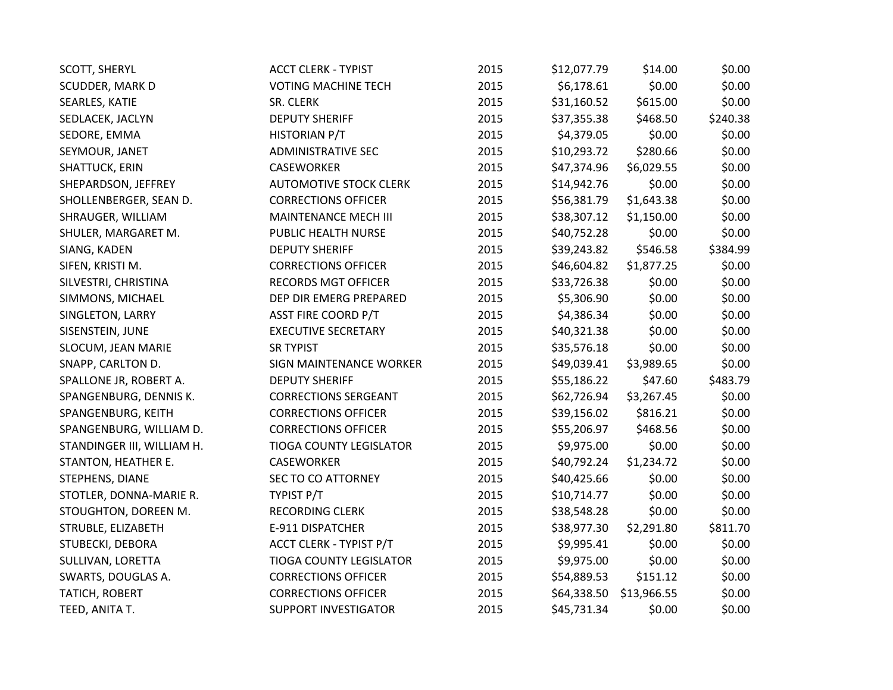| | | | | | |
|---|---|---|---|---|---|
| SCOTT, SHERYL | ACCT CLERK - TYPIST | 2015 | $12,077.79 | $14.00 | $0.00 |
| SCUDDER, MARK D | VOTING MACHINE TECH | 2015 | $6,178.61 | $0.00 | $0.00 |
| SEARLES, KATIE | SR. CLERK | 2015 | $31,160.52 | $615.00 | $0.00 |
| SEDLACEK, JACLYN | DEPUTY SHERIFF | 2015 | $37,355.38 | $468.50 | $240.38 |
| SEDORE, EMMA | HISTORIAN P/T | 2015 | $4,379.05 | $0.00 | $0.00 |
| SEYMOUR, JANET | ADMINISTRATIVE SEC | 2015 | $10,293.72 | $280.66 | $0.00 |
| SHATTUCK, ERIN | CASEWORKER | 2015 | $47,374.96 | $6,029.55 | $0.00 |
| SHEPARDSON, JEFFREY | AUTOMOTIVE STOCK CLERK | 2015 | $14,942.76 | $0.00 | $0.00 |
| SHOLLENBERGER, SEAN D. | CORRECTIONS OFFICER | 2015 | $56,381.79 | $1,643.38 | $0.00 |
| SHRAUGER, WILLIAM | MAINTENANCE MECH III | 2015 | $38,307.12 | $1,150.00 | $0.00 |
| SHULER, MARGARET M. | PUBLIC HEALTH NURSE | 2015 | $40,752.28 | $0.00 | $0.00 |
| SIANG, KADEN | DEPUTY SHERIFF | 2015 | $39,243.82 | $546.58 | $384.99 |
| SIFEN, KRISTI M. | CORRECTIONS OFFICER | 2015 | $46,604.82 | $1,877.25 | $0.00 |
| SILVESTRI, CHRISTINA | RECORDS MGT OFFICER | 2015 | $33,726.38 | $0.00 | $0.00 |
| SIMMONS, MICHAEL | DEP DIR EMERG PREPARED | 2015 | $5,306.90 | $0.00 | $0.00 |
| SINGLETON, LARRY | ASST FIRE COORD P/T | 2015 | $4,386.34 | $0.00 | $0.00 |
| SISENSTEIN, JUNE | EXECUTIVE SECRETARY | 2015 | $40,321.38 | $0.00 | $0.00 |
| SLOCUM, JEAN MARIE | SR TYPIST | 2015 | $35,576.18 | $0.00 | $0.00 |
| SNAPP, CARLTON D. | SIGN MAINTENANCE WORKER | 2015 | $49,039.41 | $3,989.65 | $0.00 |
| SPALLONE JR, ROBERT A. | DEPUTY SHERIFF | 2015 | $55,186.22 | $47.60 | $483.79 |
| SPANGENBURG, DENNIS K. | CORRECTIONS SERGEANT | 2015 | $62,726.94 | $3,267.45 | $0.00 |
| SPANGENBURG, KEITH | CORRECTIONS OFFICER | 2015 | $39,156.02 | $816.21 | $0.00 |
| SPANGENBURG, WILLIAM D. | CORRECTIONS OFFICER | 2015 | $55,206.97 | $468.56 | $0.00 |
| STANDINGER III, WILLIAM H. | TIOGA COUNTY LEGISLATOR | 2015 | $9,975.00 | $0.00 | $0.00 |
| STANTON, HEATHER E. | CASEWORKER | 2015 | $40,792.24 | $1,234.72 | $0.00 |
| STEPHENS, DIANE | SEC TO CO ATTORNEY | 2015 | $40,425.66 | $0.00 | $0.00 |
| STOTLER, DONNA-MARIE R. | TYPIST P/T | 2015 | $10,714.77 | $0.00 | $0.00 |
| STOUGHTON, DOREEN M. | RECORDING CLERK | 2015 | $38,548.28 | $0.00 | $0.00 |
| STRUBLE, ELIZABETH | E-911 DISPATCHER | 2015 | $38,977.30 | $2,291.80 | $811.70 |
| STUBECKI, DEBORA | ACCT CLERK - TYPIST P/T | 2015 | $9,995.41 | $0.00 | $0.00 |
| SULLIVAN, LORETTA | TIOGA COUNTY LEGISLATOR | 2015 | $9,975.00 | $0.00 | $0.00 |
| SWARTS, DOUGLAS A. | CORRECTIONS OFFICER | 2015 | $54,889.53 | $151.12 | $0.00 |
| TATICH, ROBERT | CORRECTIONS OFFICER | 2015 | $64,338.50 | $13,966.55 | $0.00 |
| TEED, ANITA T. | SUPPORT INVESTIGATOR | 2015 | $45,731.34 | $0.00 | $0.00 |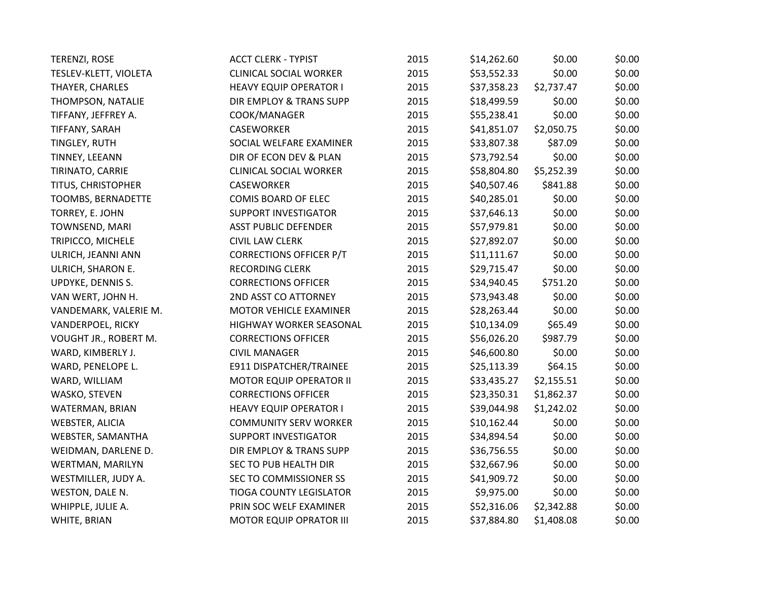| | | | | | |
|---|---|---|---|---|---|
| TERENZI, ROSE | ACCT CLERK - TYPIST | 2015 | $14,262.60 | $0.00 | $0.00 |
| TESLEV-KLETT, VIOLETA | CLINICAL SOCIAL WORKER | 2015 | $53,552.33 | $0.00 | $0.00 |
| THAYER, CHARLES | HEAVY EQUIP OPERATOR I | 2015 | $37,358.23 | $2,737.47 | $0.00 |
| THOMPSON, NATALIE | DIR EMPLOY & TRANS SUPP | 2015 | $18,499.59 | $0.00 | $0.00 |
| TIFFANY, JEFFREY A. | COOK/MANAGER | 2015 | $55,238.41 | $0.00 | $0.00 |
| TIFFANY, SARAH | CASEWORKER | 2015 | $41,851.07 | $2,050.75 | $0.00 |
| TINGLEY, RUTH | SOCIAL WELFARE EXAMINER | 2015 | $33,807.38 | $87.09 | $0.00 |
| TINNEY, LEEANN | DIR OF ECON DEV & PLAN | 2015 | $73,792.54 | $0.00 | $0.00 |
| TIRINATO, CARRIE | CLINICAL SOCIAL WORKER | 2015 | $58,804.80 | $5,252.39 | $0.00 |
| TITUS, CHRISTOPHER | CASEWORKER | 2015 | $40,507.46 | $841.88 | $0.00 |
| TOOMBS, BERNADETTE | COMIS BOARD OF ELEC | 2015 | $40,285.01 | $0.00 | $0.00 |
| TORREY, E. JOHN | SUPPORT INVESTIGATOR | 2015 | $37,646.13 | $0.00 | $0.00 |
| TOWNSEND, MARI | ASST PUBLIC DEFENDER | 2015 | $57,979.81 | $0.00 | $0.00 |
| TRIPICCO, MICHELE | CIVIL LAW CLERK | 2015 | $27,892.07 | $0.00 | $0.00 |
| ULRICH, JEANNI ANN | CORRECTIONS OFFICER P/T | 2015 | $11,111.67 | $0.00 | $0.00 |
| ULRICH, SHARON E. | RECORDING CLERK | 2015 | $29,715.47 | $0.00 | $0.00 |
| UPDYKE, DENNIS S. | CORRECTIONS OFFICER | 2015 | $34,940.45 | $751.20 | $0.00 |
| VAN WERT, JOHN H. | 2ND ASST CO ATTORNEY | 2015 | $73,943.48 | $0.00 | $0.00 |
| VANDEMARK, VALERIE M. | MOTOR VEHICLE EXAMINER | 2015 | $28,263.44 | $0.00 | $0.00 |
| VANDERPOEL, RICKY | HIGHWAY WORKER SEASONAL | 2015 | $10,134.09 | $65.49 | $0.00 |
| VOUGHT JR., ROBERT M. | CORRECTIONS OFFICER | 2015 | $56,026.20 | $987.79 | $0.00 |
| WARD, KIMBERLY J. | CIVIL MANAGER | 2015 | $46,600.80 | $0.00 | $0.00 |
| WARD, PENELOPE L. | E911 DISPATCHER/TRAINEE | 2015 | $25,113.39 | $64.15 | $0.00 |
| WARD, WILLIAM | MOTOR EQUIP OPERATOR II | 2015 | $33,435.27 | $2,155.51 | $0.00 |
| WASKO, STEVEN | CORRECTIONS OFFICER | 2015 | $23,350.31 | $1,862.37 | $0.00 |
| WATERMAN, BRIAN | HEAVY EQUIP OPERATOR I | 2015 | $39,044.98 | $1,242.02 | $0.00 |
| WEBSTER, ALICIA | COMMUNITY SERV WORKER | 2015 | $10,162.44 | $0.00 | $0.00 |
| WEBSTER, SAMANTHA | SUPPORT INVESTIGATOR | 2015 | $34,894.54 | $0.00 | $0.00 |
| WEIDMAN, DARLENE D. | DIR EMPLOY & TRANS SUPP | 2015 | $36,756.55 | $0.00 | $0.00 |
| WERTMAN, MARILYN | SEC TO PUB HEALTH DIR | 2015 | $32,667.96 | $0.00 | $0.00 |
| WESTMILLER, JUDY A. | SEC TO COMMISSIONER SS | 2015 | $41,909.72 | $0.00 | $0.00 |
| WESTON, DALE N. | TIOGA COUNTY LEGISLATOR | 2015 | $9,975.00 | $0.00 | $0.00 |
| WHIPPLE, JULIE A. | PRIN SOC WELF EXAMINER | 2015 | $52,316.06 | $2,342.88 | $0.00 |
| WHITE, BRIAN | MOTOR EQUIP OPRATOR III | 2015 | $37,884.80 | $1,408.08 | $0.00 |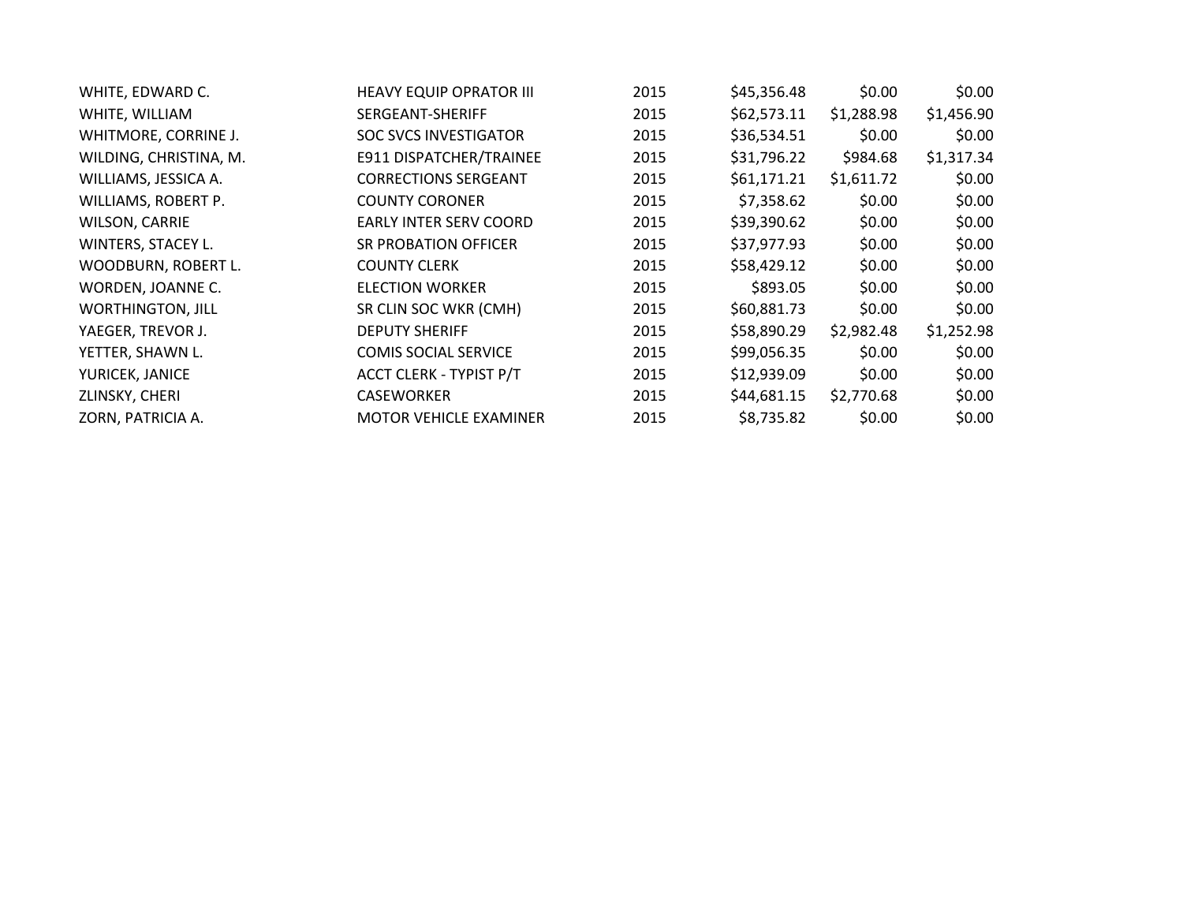| | | | | | |
|---|---|---|---|---|---|
| WHITE, EDWARD C. | HEAVY EQUIP OPRATOR III | 2015 | $45,356.48 | $0.00 | $0.00 |
| WHITE, WILLIAM | SERGEANT-SHERIFF | 2015 | $62,573.11 | $1,288.98 | $1,456.90 |
| WHITMORE, CORRINE J. | SOC SVCS INVESTIGATOR | 2015 | $36,534.51 | $0.00 | $0.00 |
| WILDING, CHRISTINA, M. | E911 DISPATCHER/TRAINEE | 2015 | $31,796.22 | $984.68 | $1,317.34 |
| WILLIAMS, JESSICA A. | CORRECTIONS SERGEANT | 2015 | $61,171.21 | $1,611.72 | $0.00 |
| WILLIAMS, ROBERT P. | COUNTY CORONER | 2015 | $7,358.62 | $0.00 | $0.00 |
| WILSON, CARRIE | EARLY INTER SERV COORD | 2015 | $39,390.62 | $0.00 | $0.00 |
| WINTERS, STACEY L. | SR PROBATION OFFICER | 2015 | $37,977.93 | $0.00 | $0.00 |
| WOODBURN, ROBERT L. | COUNTY CLERK | 2015 | $58,429.12 | $0.00 | $0.00 |
| WORDEN, JOANNE C. | ELECTION WORKER | 2015 | $893.05 | $0.00 | $0.00 |
| WORTHINGTON, JILL | SR CLIN SOC WKR (CMH) | 2015 | $60,881.73 | $0.00 | $0.00 |
| YAEGER, TREVOR J. | DEPUTY SHERIFF | 2015 | $58,890.29 | $2,982.48 | $1,252.98 |
| YETTER, SHAWN L. | COMIS SOCIAL SERVICE | 2015 | $99,056.35 | $0.00 | $0.00 |
| YURICEK, JANICE | ACCT CLERK - TYPIST P/T | 2015 | $12,939.09 | $0.00 | $0.00 |
| ZLINSKY, CHERI | CASEWORKER | 2015 | $44,681.15 | $2,770.68 | $0.00 |
| ZORN, PATRICIA A. | MOTOR VEHICLE EXAMINER | 2015 | $8,735.82 | $0.00 | $0.00 |